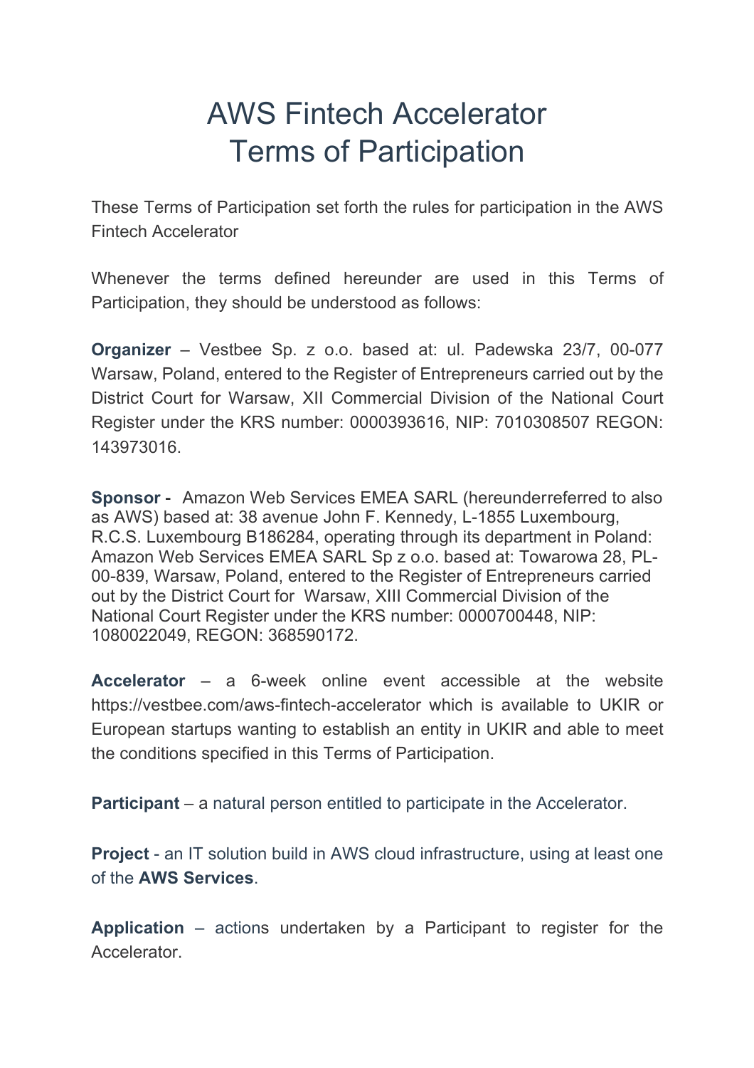# AWS Fintech Accelerator
# Terms of Participation

These Terms of Participation set forth the rules for participation in the AWS Fintech Accelerator

Whenever the terms defined hereunder are used in this Terms of Participation, they should be understood as follows:

**Organizer** – Vestbee Sp. z o.o. based at: ul. Padewska 23/7, 00-077 Warsaw, Poland, entered to the Register of Entrepreneurs carried out by the District Court for Warsaw, XII Commercial Division of the National Court Register under the KRS number: 0000393616, NIP: 7010308507 REGON: 143973016.

**Sponsor -** Amazon Web Services EMEA SARL (hereunderreferred to also as AWS) based at: 38 avenue John F. Kennedy, L-1855 Luxembourg, R.C.S. Luxembourg B186284, operating through its department in Poland: Amazon Web Services EMEA SARL Sp z o.o. based at: Towarowa 28, PL-00-839, Warsaw, Poland, entered to the Register of Entrepreneurs carried out by the District Court for Warsaw, XIII Commercial Division of the National Court Register under the KRS number: 0000700448, NIP: 1080022049, REGON: 368590172.

**Accelerator** – a 6-week online event accessible at the website https://vestbee.com/aws-fintech-accelerator which is available to UKIR or European startups wanting to establish an entity in UKIR and able to meet the conditions specified in this Terms of Participation.

**Participant** – a natural person entitled to participate in the Accelerator.

**Project** - an IT solution build in AWS cloud infrastructure, using at least one of the **AWS Services**.

**Application** – actions undertaken by a Participant to register for the Accelerator.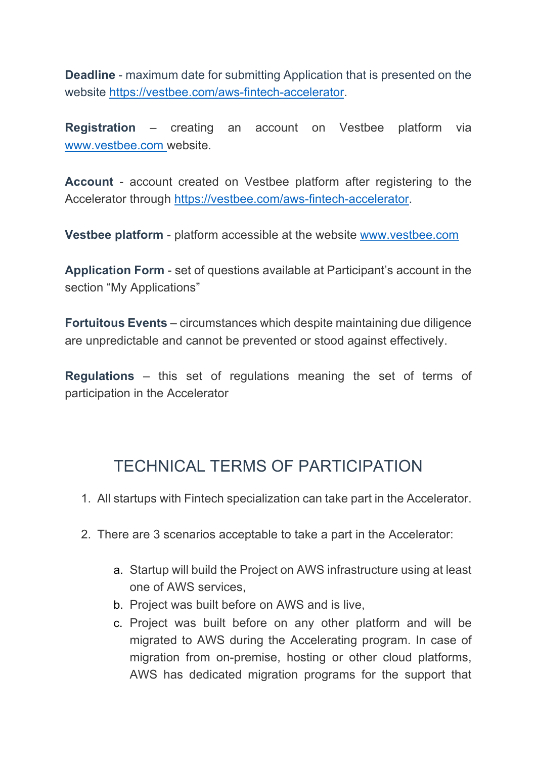**Deadline** - maximum date for submitting Application that is presented on the website https://vestbee.com/aws-fintech-accelerator.

**Registration** – creating an account on Vestbee platform via www.vestbee.com website.

**Account** - account created on Vestbee platform after registering to the Accelerator through https://vestbee.com/aws-fintech-accelerator.

**Vestbee platform** - platform accessible at the website www.vestbee.com

**Application Form** - set of questions available at Participant's account in the section "My Applications"

**Fortuitous Events** – circumstances which despite maintaining due diligence are unpredictable and cannot be prevented or stood against effectively.

**Regulations** – this set of regulations meaning the set of terms of participation in the Accelerator

## TECHNICAL TERMS OF PARTICIPATION

1. All startups with Fintech specialization can take part in the Accelerator.

2. There are 3 scenarios acceptable to take a part in the Accelerator:

   a. Startup will build the Project on AWS infrastructure using at least one of AWS services,
   b. Project was built before on AWS and is live,
   c. Project was built before on any other platform and will be migrated to AWS during the Accelerating program. In case of migration from on-premise, hosting or other cloud platforms, AWS has dedicated migration programs for the support that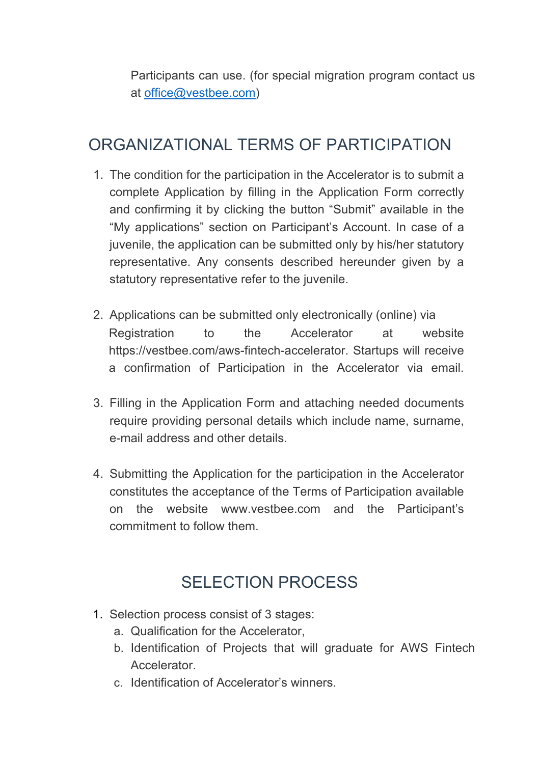Participants can use. (for special migration program contact us at [office@vestbee.com](mailto:office@vestbee.com))

## ORGANIZATIONAL TERMS OF PARTICIPATION

1. The condition for the participation in the Accelerator is to submit a complete Application by filling in the Application Form correctly and confirming it by clicking the button "Submit" available in the "My applications" section on Participant's Account. In case of a juvenile, the application can be submitted only by his/her statutory representative. Any consents described hereunder given by a statutory representative refer to the juvenile.

2. Applications can be submitted only electronically (online) via Registration to the Accelerator at website https://vestbee.com/aws-fintech-accelerator. Startups will receive a confirmation of Participation in the Accelerator via email.

3. Filling in the Application Form and attaching needed documents require providing personal details which include name, surname, e-mail address and other details.

4. Submitting the Application for the participation in the Accelerator constitutes the acceptance of the Terms of Participation available on the website www.vestbee.com and the Participant's commitment to follow them.

## SELECTION PROCESS

1. Selection process consist of 3 stages:
   a. Qualification for the Accelerator,
   b. Identification of Projects that will graduate for AWS Fintech Accelerator.
   c. Identification of Accelerator's winners.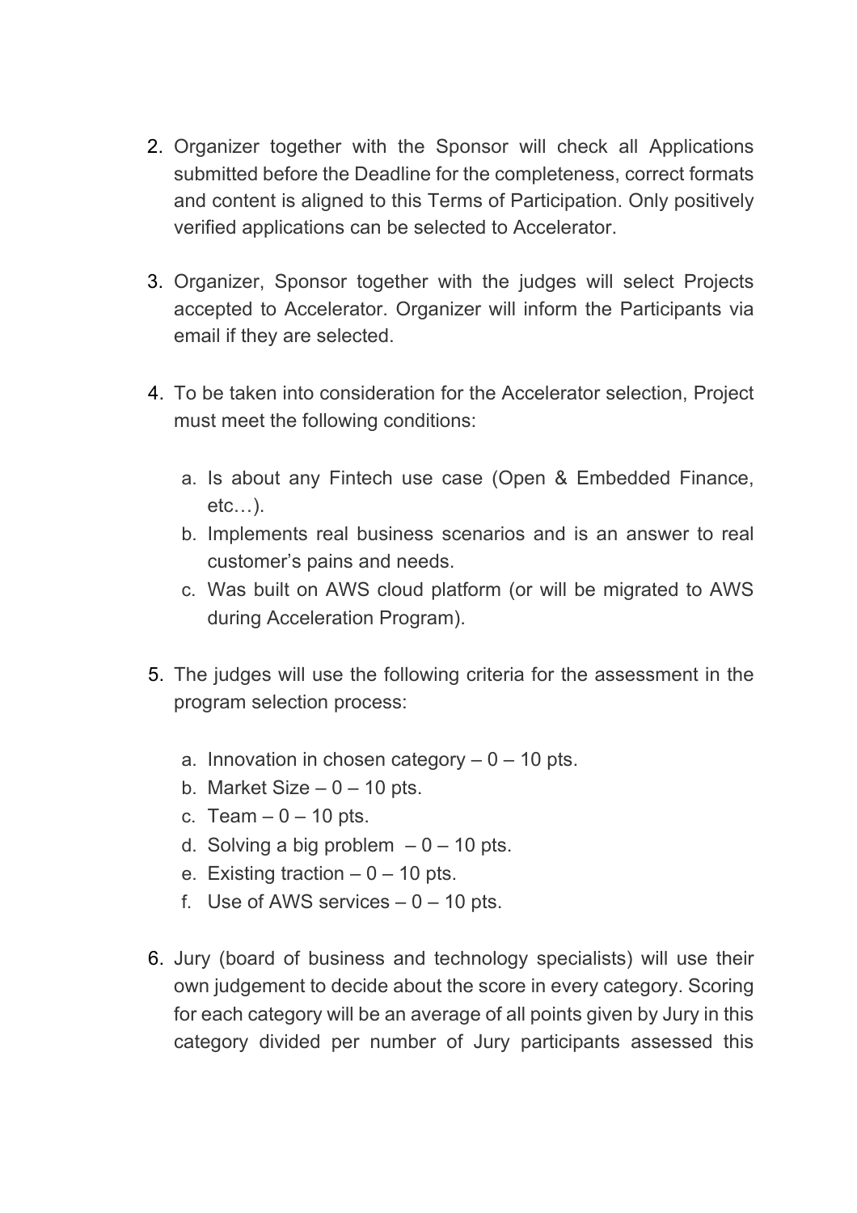2. Organizer together with the Sponsor will check all Applications submitted before the Deadline for the completeness, correct formats and content is aligned to this Terms of Participation. Only positively verified applications can be selected to Accelerator.

3. Organizer, Sponsor together with the judges will select Projects accepted to Accelerator. Organizer will inform the Participants via email if they are selected.

4. To be taken into consideration for the Accelerator selection, Project must meet the following conditions:

   a. Is about any Fintech use case (Open & Embedded Finance, etc…).
   b. Implements real business scenarios and is an answer to real customer's pains and needs.
   c. Was built on AWS cloud platform (or will be migrated to AWS during Acceleration Program).

5. The judges will use the following criteria for the assessment in the program selection process:

   a. Innovation in chosen category – 0 – 10 pts.
   b. Market Size – 0 – 10 pts.
   c. Team – 0 – 10 pts.
   d. Solving a big problem – 0 – 10 pts.
   e. Existing traction – 0 – 10 pts.
   f. Use of AWS services – 0 – 10 pts.

6. Jury (board of business and technology specialists) will use their own judgement to decide about the score in every category. Scoring for each category will be an average of all points given by Jury in this category divided per number of Jury participants assessed this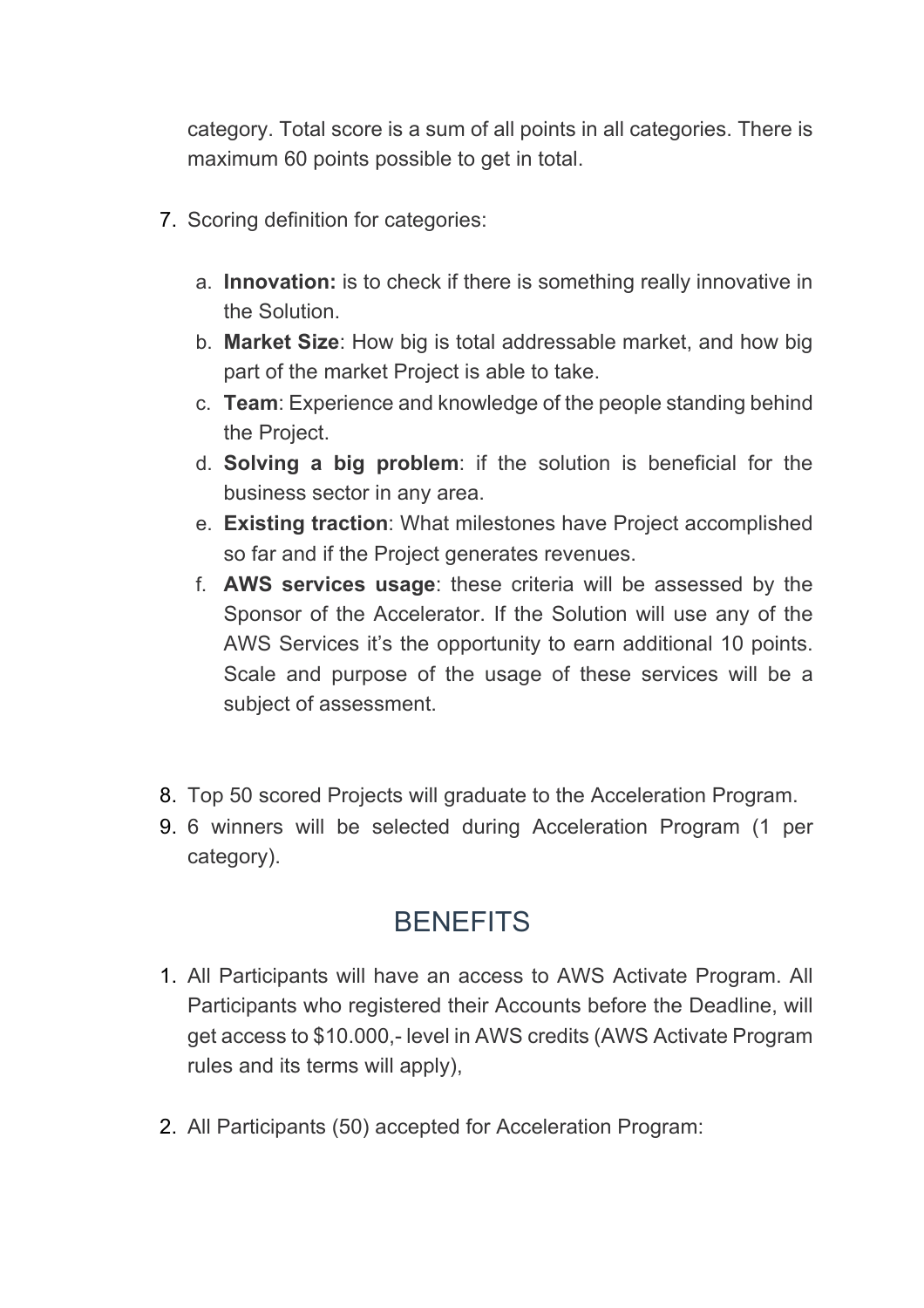category. Total score is a sum of all points in all categories. There is maximum 60 points possible to get in total.

7. Scoring definition for categories:

   a. **Innovation:** is to check if there is something really innovative in the Solution.
   b. **Market Size**: How big is total addressable market, and how big part of the market Project is able to take.
   c. **Team**: Experience and knowledge of the people standing behind the Project.
   d. **Solving a big problem**: if the solution is beneficial for the business sector in any area.
   e. **Existing traction**: What milestones have Project accomplished so far and if the Project generates revenues.
   f. **AWS services usage**: these criteria will be assessed by the Sponsor of the Accelerator. If the Solution will use any of the AWS Services it's the opportunity to earn additional 10 points. Scale and purpose of the usage of these services will be a subject of assessment.

8. Top 50 scored Projects will graduate to the Acceleration Program.
9. 6 winners will be selected during Acceleration Program (1 per category).

## BENEFITS

1. All Participants will have an access to AWS Activate Program. All Participants who registered their Accounts before the Deadline, will get access to $10.000,- level in AWS credits (AWS Activate Program rules and its terms will apply),

2. All Participants (50) accepted for Acceleration Program: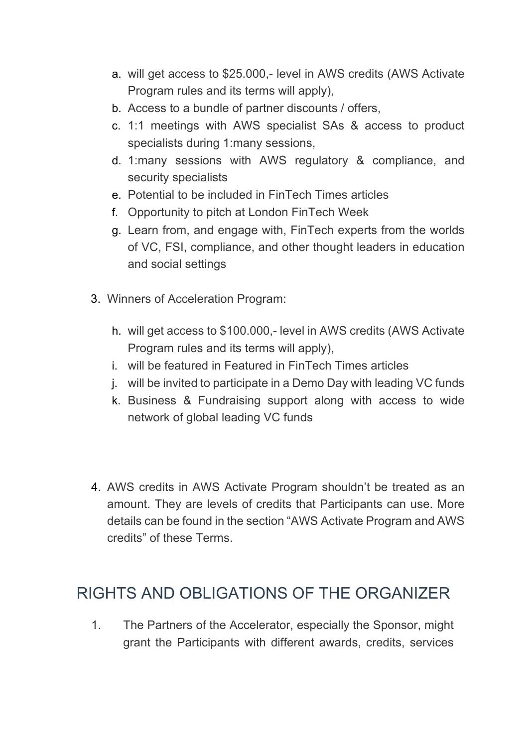a. will get access to $25.000,- level in AWS credits (AWS Activate Program rules and its terms will apply),
b. Access to a bundle of partner discounts / offers,
c. 1:1 meetings with AWS specialist SAs & access to product specialists during 1:many sessions,
d. 1:many sessions with AWS regulatory & compliance, and security specialists
e. Potential to be included in FinTech Times articles
f. Opportunity to pitch at London FinTech Week
g. Learn from, and engage with, FinTech experts from the worlds of VC, FSI, compliance, and other thought leaders in education and social settings

3. Winners of Acceleration Program:

h. will get access to $100.000,- level in AWS credits (AWS Activate Program rules and its terms will apply),
i. will be featured in Featured in FinTech Times articles
j. will be invited to participate in a Demo Day with leading VC funds
k. Business & Fundraising support along with access to wide network of global leading VC funds

4. AWS credits in AWS Activate Program shouldn't be treated as an amount. They are levels of credits that Participants can use. More details can be found in the section "AWS Activate Program and AWS credits" of these Terms.

## RIGHTS AND OBLIGATIONS OF THE ORGANIZER

1. The Partners of the Accelerator, especially the Sponsor, might grant the Participants with different awards, credits, services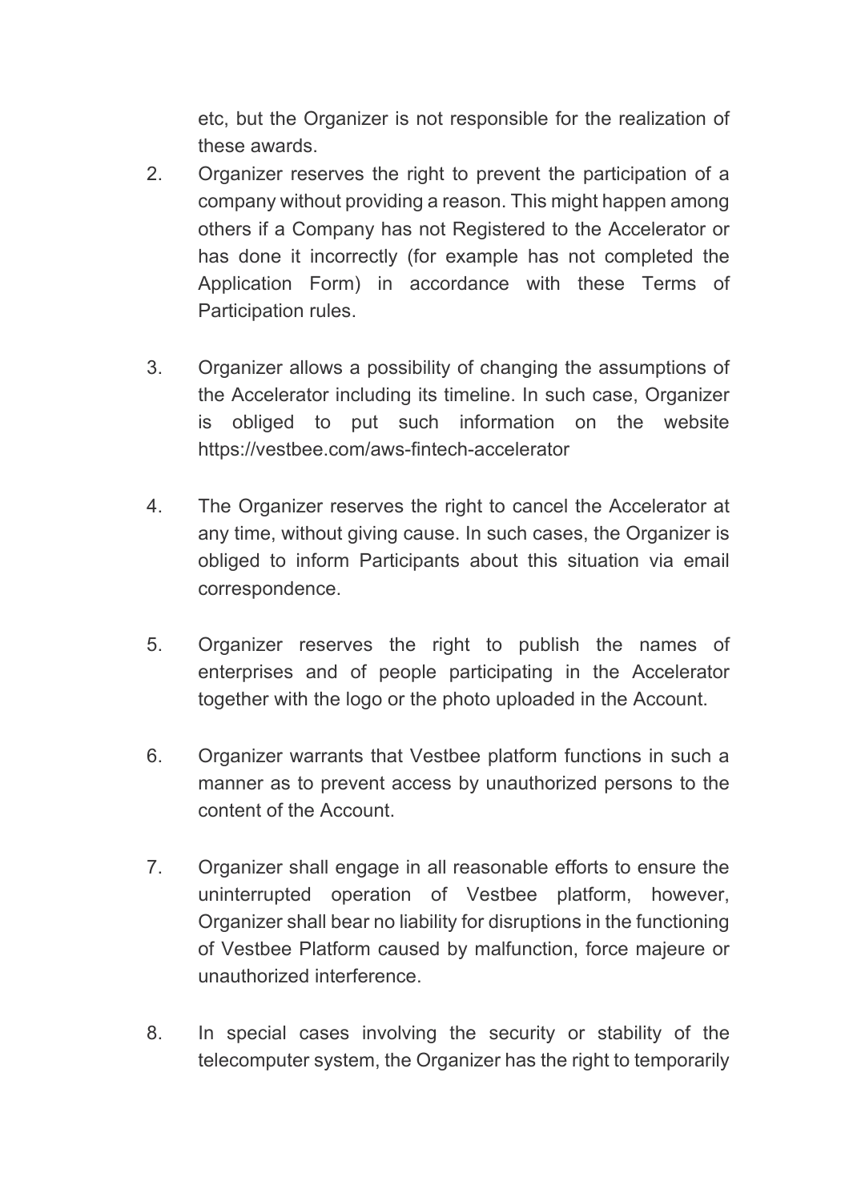etc, but the Organizer is not responsible for the realization of these awards.

2. Organizer reserves the right to prevent the participation of a company without providing a reason. This might happen among others if a Company has not Registered to the Accelerator or has done it incorrectly (for example has not completed the Application Form) in accordance with these Terms of Participation rules.

3. Organizer allows a possibility of changing the assumptions of the Accelerator including its timeline. In such case, Organizer is obliged to put such information on the website https://vestbee.com/aws-fintech-accelerator

4. The Organizer reserves the right to cancel the Accelerator at any time, without giving cause. In such cases, the Organizer is obliged to inform Participants about this situation via email correspondence.

5. Organizer reserves the right to publish the names of enterprises and of people participating in the Accelerator together with the logo or the photo uploaded in the Account.

6. Organizer warrants that Vestbee platform functions in such a manner as to prevent access by unauthorized persons to the content of the Account.

7. Organizer shall engage in all reasonable efforts to ensure the uninterrupted operation of Vestbee platform, however, Organizer shall bear no liability for disruptions in the functioning of Vestbee Platform caused by malfunction, force majeure or unauthorized interference.

8. In special cases involving the security or stability of the telecomputer system, the Organizer has the right to temporarily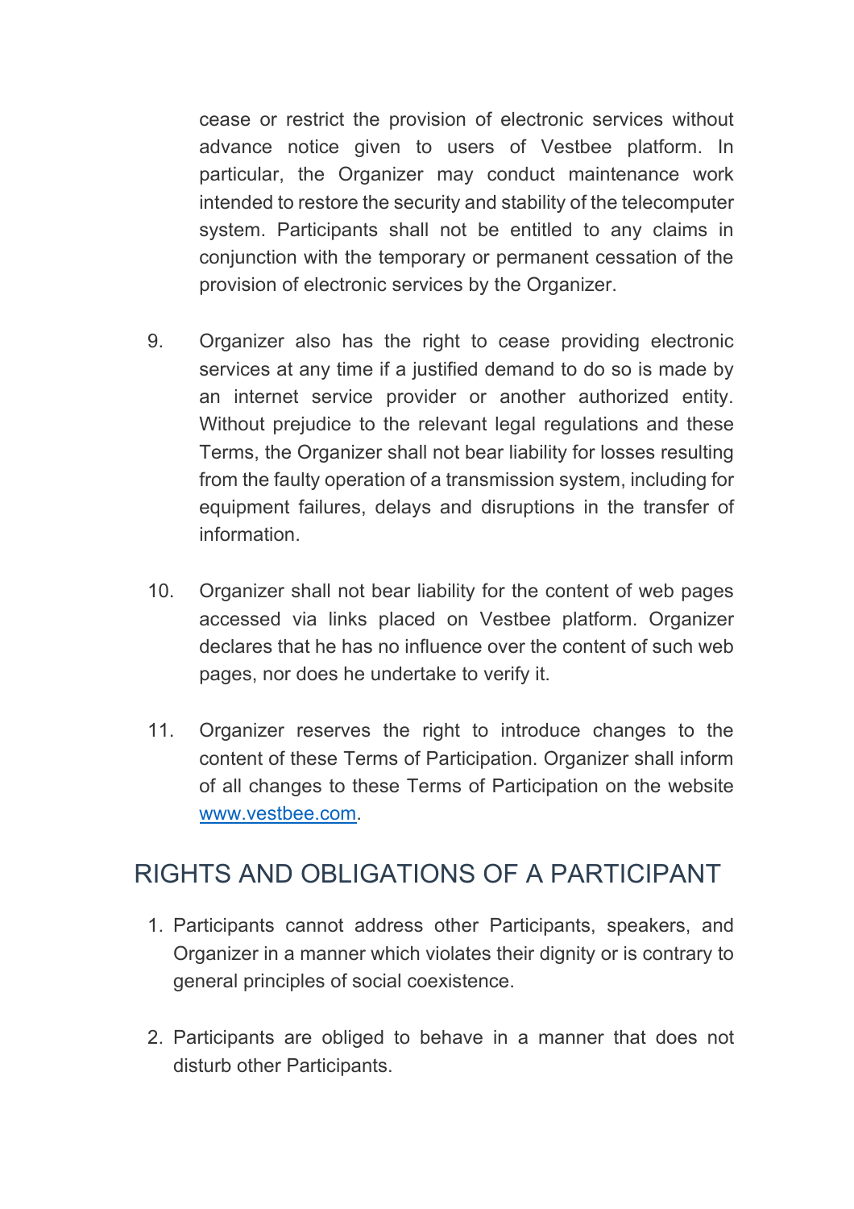cease or restrict the provision of electronic services without advance notice given to users of Vestbee platform. In particular, the Organizer may conduct maintenance work intended to restore the security and stability of the telecomputer system. Participants shall not be entitled to any claims in conjunction with the temporary or permanent cessation of the provision of electronic services by the Organizer.

9. Organizer also has the right to cease providing electronic services at any time if a justified demand to do so is made by an internet service provider or another authorized entity. Without prejudice to the relevant legal regulations and these Terms, the Organizer shall not bear liability for losses resulting from the faulty operation of a transmission system, including for equipment failures, delays and disruptions in the transfer of information.

10. Organizer shall not bear liability for the content of web pages accessed via links placed on Vestbee platform. Organizer declares that he has no influence over the content of such web pages, nor does he undertake to verify it.

11. Organizer reserves the right to introduce changes to the content of these Terms of Participation. Organizer shall inform of all changes to these Terms of Participation on the website [www.vestbee.com](http://www.vestbee.com).

## RIGHTS AND OBLIGATIONS OF A PARTICIPANT

1. Participants cannot address other Participants, speakers, and Organizer in a manner which violates their dignity or is contrary to general principles of social coexistence.

2. Participants are obliged to behave in a manner that does not disturb other Participants.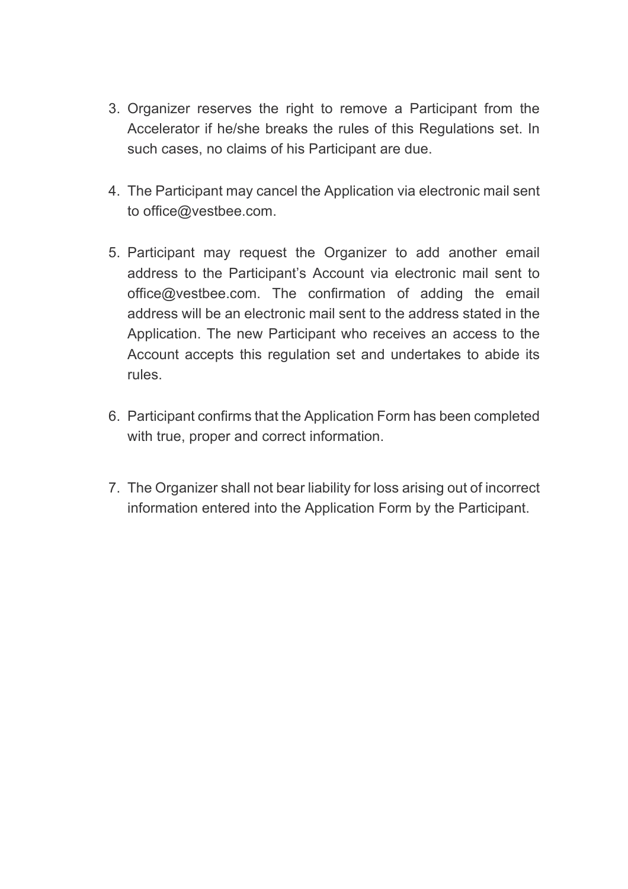3. Organizer reserves the right to remove a Participant from the Accelerator if he/she breaks the rules of this Regulations set. In such cases, no claims of his Participant are due.

4. The Participant may cancel the Application via electronic mail sent to office@vestbee.com.

5. Participant may request the Organizer to add another email address to the Participant's Account via electronic mail sent to office@vestbee.com. The confirmation of adding the email address will be an electronic mail sent to the address stated in the Application. The new Participant who receives an access to the Account accepts this regulation set and undertakes to abide its rules.

6. Participant confirms that the Application Form has been completed with true, proper and correct information.

7. The Organizer shall not bear liability for loss arising out of incorrect information entered into the Application Form by the Participant.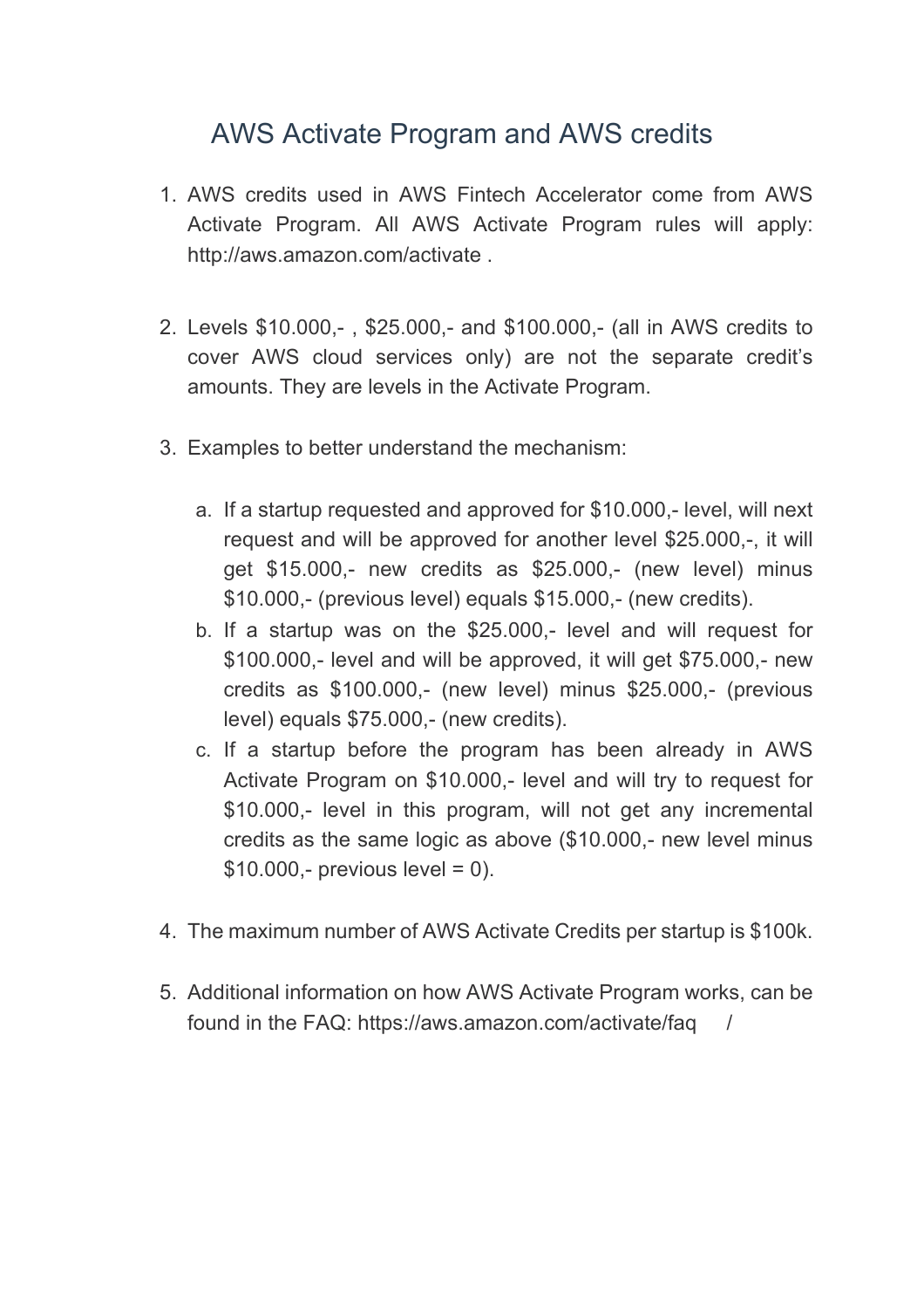# AWS Activate Program and AWS credits

1. AWS credits used in AWS Fintech Accelerator come from AWS Activate Program. All AWS Activate Program rules will apply: http://aws.amazon.com/activate .

2. Levels \$10.000,- , \$25.000,- and \$100.000,- (all in AWS credits to cover AWS cloud services only) are not the separate credit's amounts. They are levels in the Activate Program.

3. Examples to better understand the mechanism:

   a. If a startup requested and approved for \$10.000,- level, will next request and will be approved for another level \$25.000,-, it will get \$15.000,- new credits as \$25.000,- (new level) minus \$10.000,- (previous level) equals \$15.000,- (new credits).
   b. If a startup was on the \$25.000,- level and will request for \$100.000,- level and will be approved, it will get \$75.000,- new credits as \$100.000,- (new level) minus \$25.000,- (previous level) equals \$75.000,- (new credits).
   c. If a startup before the program has been already in AWS Activate Program on \$10.000,- level and will try to request for \$10.000,- level in this program, will not get any incremental credits as the same logic as above (\$10.000,- new level minus \$10.000,- previous level = 0).

4. The maximum number of AWS Activate Credits per startup is \$100k.

5. Additional information on how AWS Activate Program works, can be found in the FAQ: https://aws.amazon.com/activate/faq /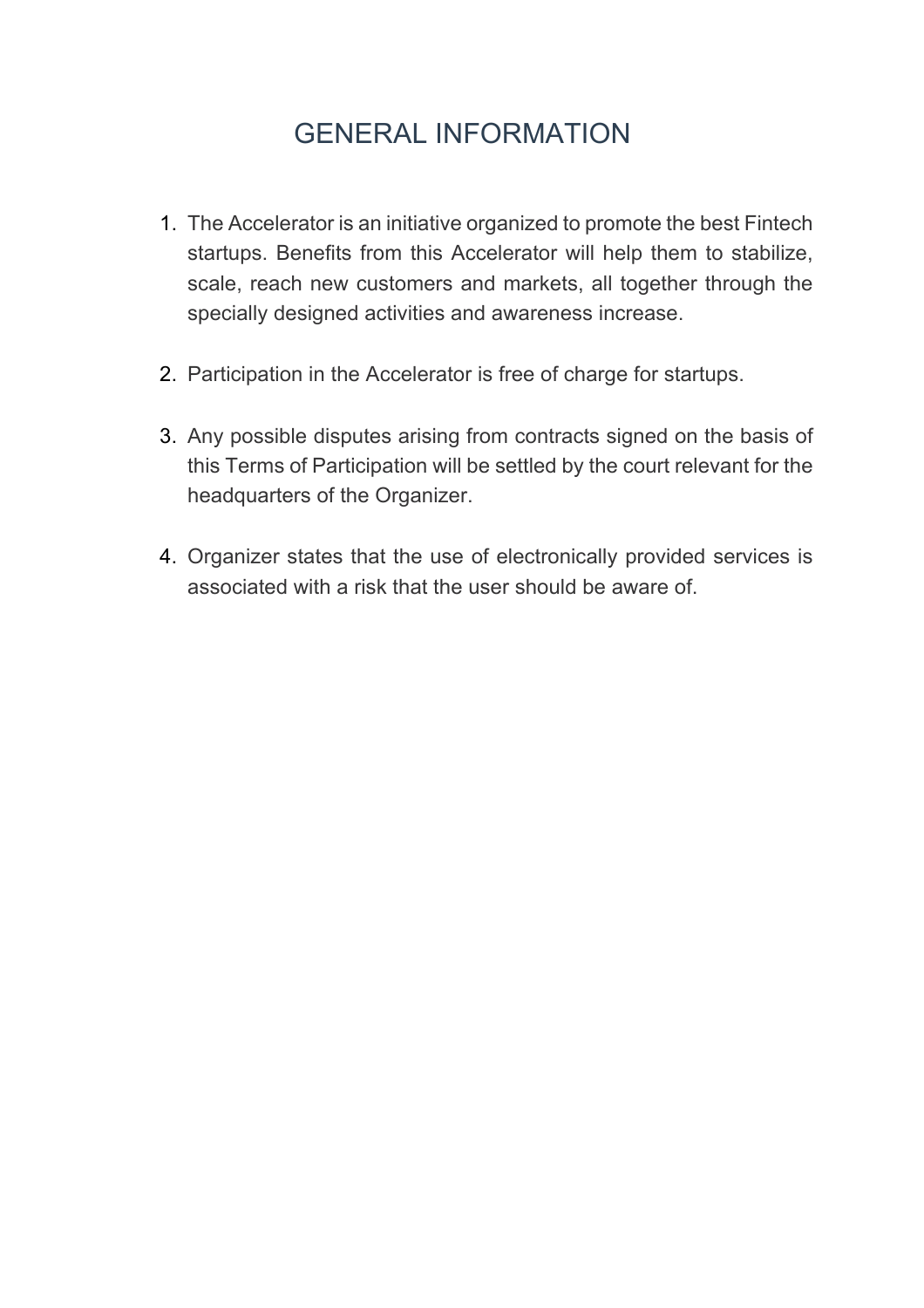# GENERAL INFORMATION

1. The Accelerator is an initiative organized to promote the best Fintech startups. Benefits from this Accelerator will help them to stabilize, scale, reach new customers and markets, all together through the specially designed activities and awareness increase.

2. Participation in the Accelerator is free of charge for startups.

3. Any possible disputes arising from contracts signed on the basis of this Terms of Participation will be settled by the court relevant for the headquarters of the Organizer.

4. Organizer states that the use of electronically provided services is associated with a risk that the user should be aware of.